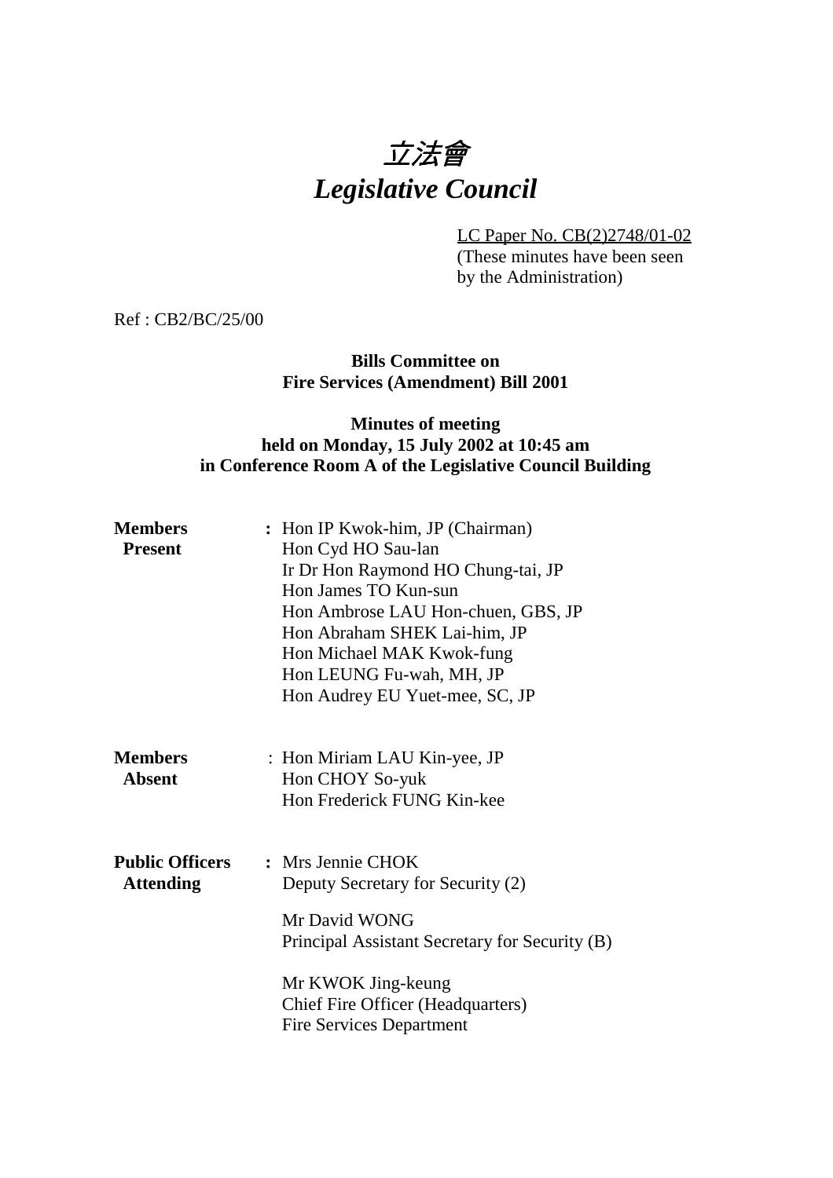# 立法會
# *Legislative Council*

LC Paper No. CB(2)2748/01-02
(These minutes have been seen by the Administration)

Ref : CB2/BC/25/00

**Bills Committee on Fire Services (Amendment) Bill 2001**

**Minutes of meeting held on Monday, 15 July 2002 at 10:45 am in Conference Room A of the Legislative Council Building**

| | |
|---|---|
| **Members Present** | : Hon IP Kwok-him, JP (Chairman)<br>Hon Cyd HO Sau-lan<br>Ir Dr Hon Raymond HO Chung-tai, JP<br>Hon James TO Kun-sun<br>Hon Ambrose LAU Hon-chuen, GBS, JP<br>Hon Abraham SHEK Lai-him, JP<br>Hon Michael MAK Kwok-fung<br>Hon LEUNG Fu-wah, MH, JP<br>Hon Audrey EU Yuet-mee, SC, JP |
| **Members Absent** | : Hon Miriam LAU Kin-yee, JP<br>Hon CHOY So-yuk<br>Hon Frederick FUNG Kin-kee |
| **Public Officers Attending** | : Mrs Jennie CHOK<br>Deputy Secretary for Security (2)<br><br>Mr David WONG<br>Principal Assistant Secretary for Security (B)<br><br>Mr KWOK Jing-keung<br>Chief Fire Officer (Headquarters)<br>Fire Services Department |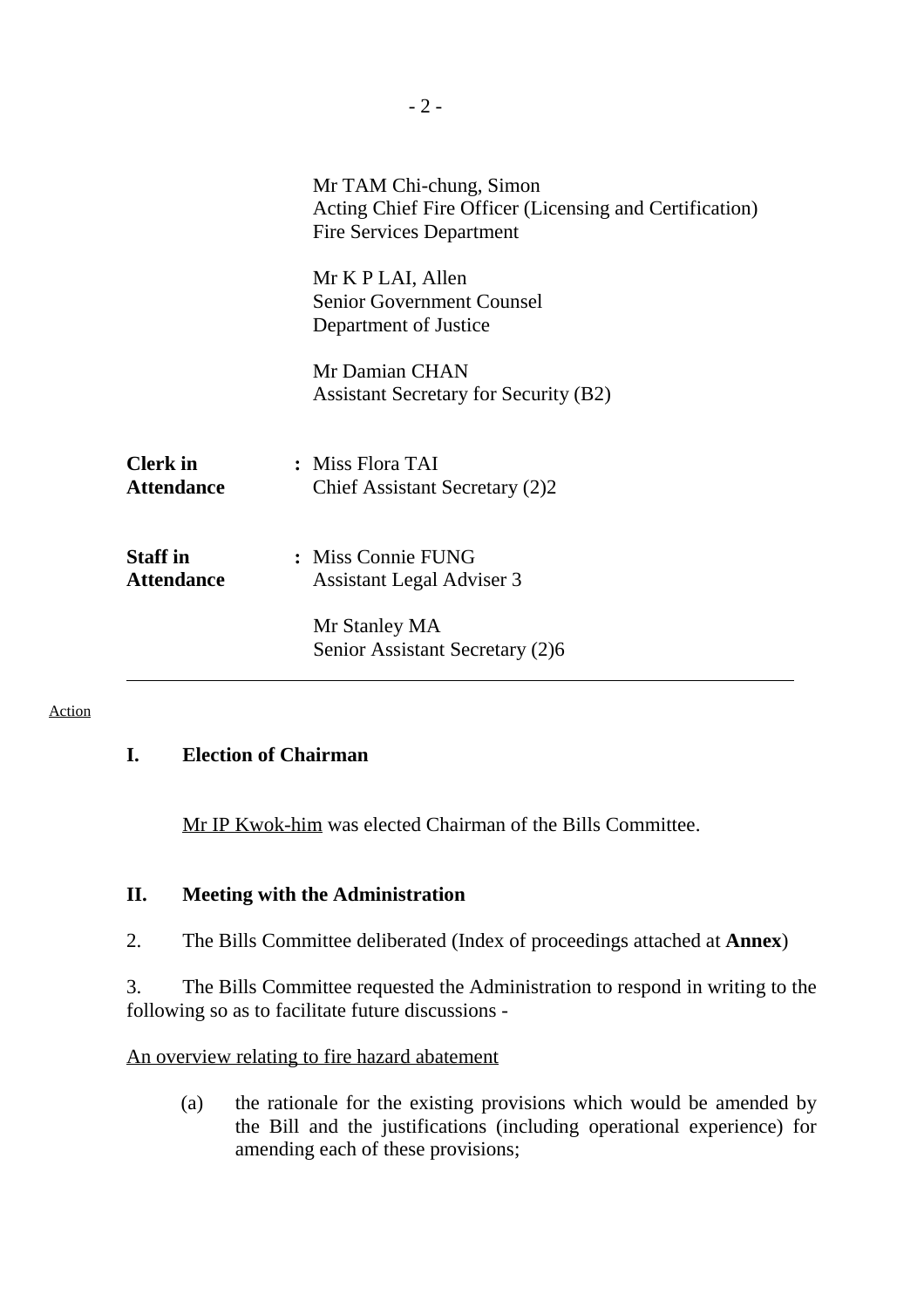Mr TAM Chi-chung, Simon
Acting Chief Fire Officer (Licensing and Certification)
Fire Services Department

Mr K P LAI, Allen
Senior Government Counsel
Department of Justice

Mr Damian CHAN
Assistant Secretary for Security (B2)

| | |
|---|---|
| **Clerk in Attendance** | : Miss Flora TAI<br>Chief Assistant Secretary (2)2 |
| **Staff in Attendance** | : Miss Connie FUNG<br>Assistant Legal Adviser 3<br><br>Mr Stanley MA<br>Senior Assistant Secretary (2)6 |

---

Action

## I. Election of Chairman

Mr IP Kwok-him was elected Chairman of the Bills Committee.

## II. Meeting with the Administration

2. The Bills Committee deliberated (Index of proceedings attached at **Annex**)

3. The Bills Committee requested the Administration to respond in writing to the following so as to facilitate future discussions -

An overview relating to fire hazard abatement

(a) the rationale for the existing provisions which would be amended by the Bill and the justifications (including operational experience) for amending each of these provisions;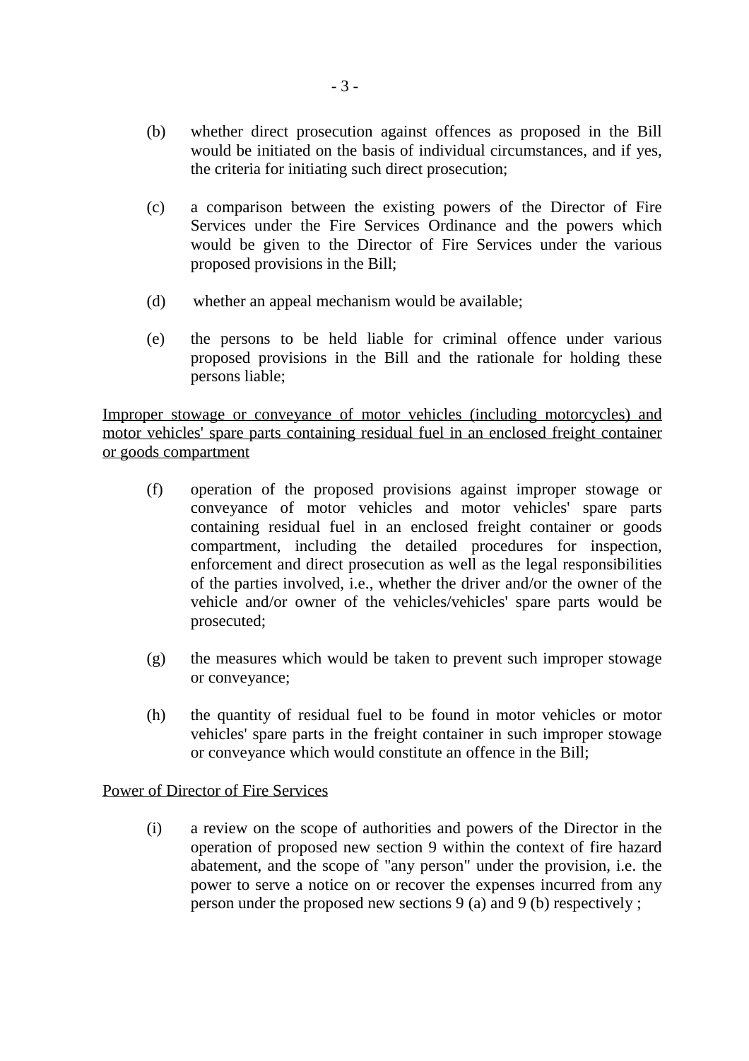(b) whether direct prosecution against offences as proposed in the Bill would be initiated on the basis of individual circumstances, and if yes, the criteria for initiating such direct prosecution;

(c) a comparison between the existing powers of the Director of Fire Services under the Fire Services Ordinance and the powers which would be given to the Director of Fire Services under the various proposed provisions in the Bill;

(d) whether an appeal mechanism would be available;

(e) the persons to be held liable for criminal offence under various proposed provisions in the Bill and the rationale for holding these persons liable;

<u>Improper stowage or conveyance of motor vehicles (including motorcycles) and motor vehicles' spare parts containing residual fuel in an enclosed freight container or goods compartment</u>

(f) operation of the proposed provisions against improper stowage or conveyance of motor vehicles and motor vehicles' spare parts containing residual fuel in an enclosed freight container or goods compartment, including the detailed procedures for inspection, enforcement and direct prosecution as well as the legal responsibilities of the parties involved, i.e., whether the driver and/or the owner of the vehicle and/or owner of the vehicles/vehicles' spare parts would be prosecuted;

(g) the measures which would be taken to prevent such improper stowage or conveyance;

(h) the quantity of residual fuel to be found in motor vehicles or motor vehicles' spare parts in the freight container in such improper stowage or conveyance which would constitute an offence in the Bill;

<u>Power of Director of Fire Services</u>

(i) a review on the scope of authorities and powers of the Director in the operation of proposed new section 9 within the context of fire hazard abatement, and the scope of "any person" under the provision, i.e. the power to serve a notice on or recover the expenses incurred from any person under the proposed new sections 9 (a) and 9 (b) respectively ;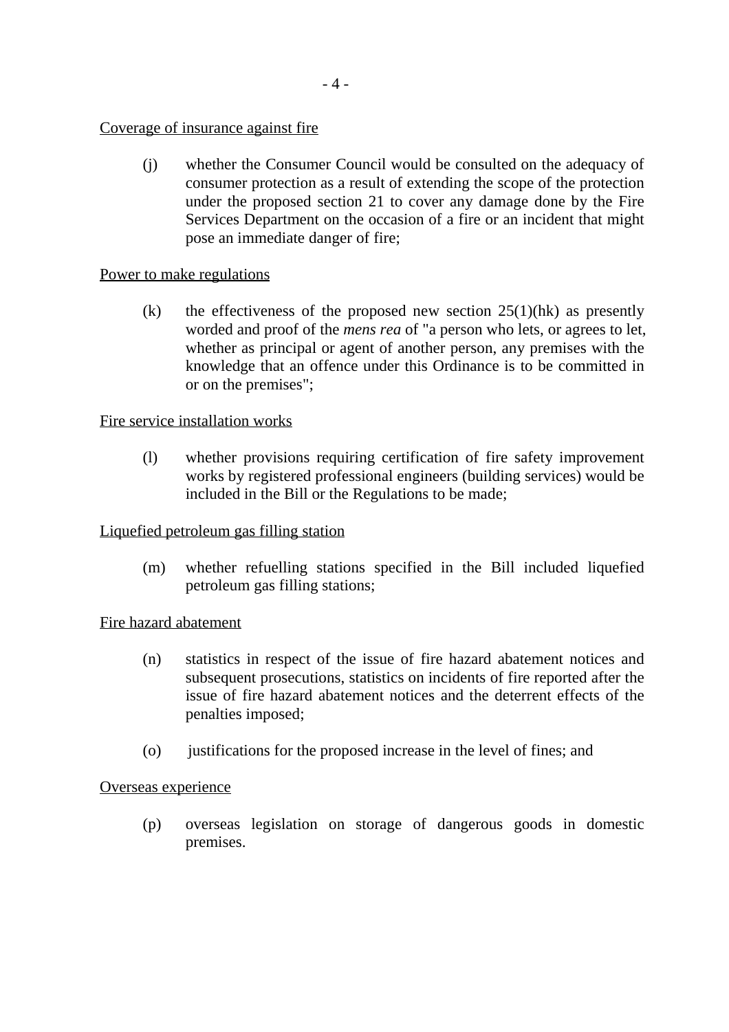Coverage of insurance against fire

(j) whether the Consumer Council would be consulted on the adequacy of consumer protection as a result of extending the scope of the protection under the proposed section 21 to cover any damage done by the Fire Services Department on the occasion of a fire or an incident that might pose an immediate danger of fire;

Power to make regulations

(k) the effectiveness of the proposed new section 25(1)(hk) as presently worded and proof of the *mens rea* of "a person who lets, or agrees to let, whether as principal or agent of another person, any premises with the knowledge that an offence under this Ordinance is to be committed in or on the premises";

Fire service installation works

(l) whether provisions requiring certification of fire safety improvement works by registered professional engineers (building services) would be included in the Bill or the Regulations to be made;

Liquefied petroleum gas filling station

(m) whether refuelling stations specified in the Bill included liquefied petroleum gas filling stations;

Fire hazard abatement

(n) statistics in respect of the issue of fire hazard abatement notices and subsequent prosecutions, statistics on incidents of fire reported after the issue of fire hazard abatement notices and the deterrent effects of the penalties imposed;

(o) justifications for the proposed increase in the level of fines; and

Overseas experience

(p) overseas legislation on storage of dangerous goods in domestic premises.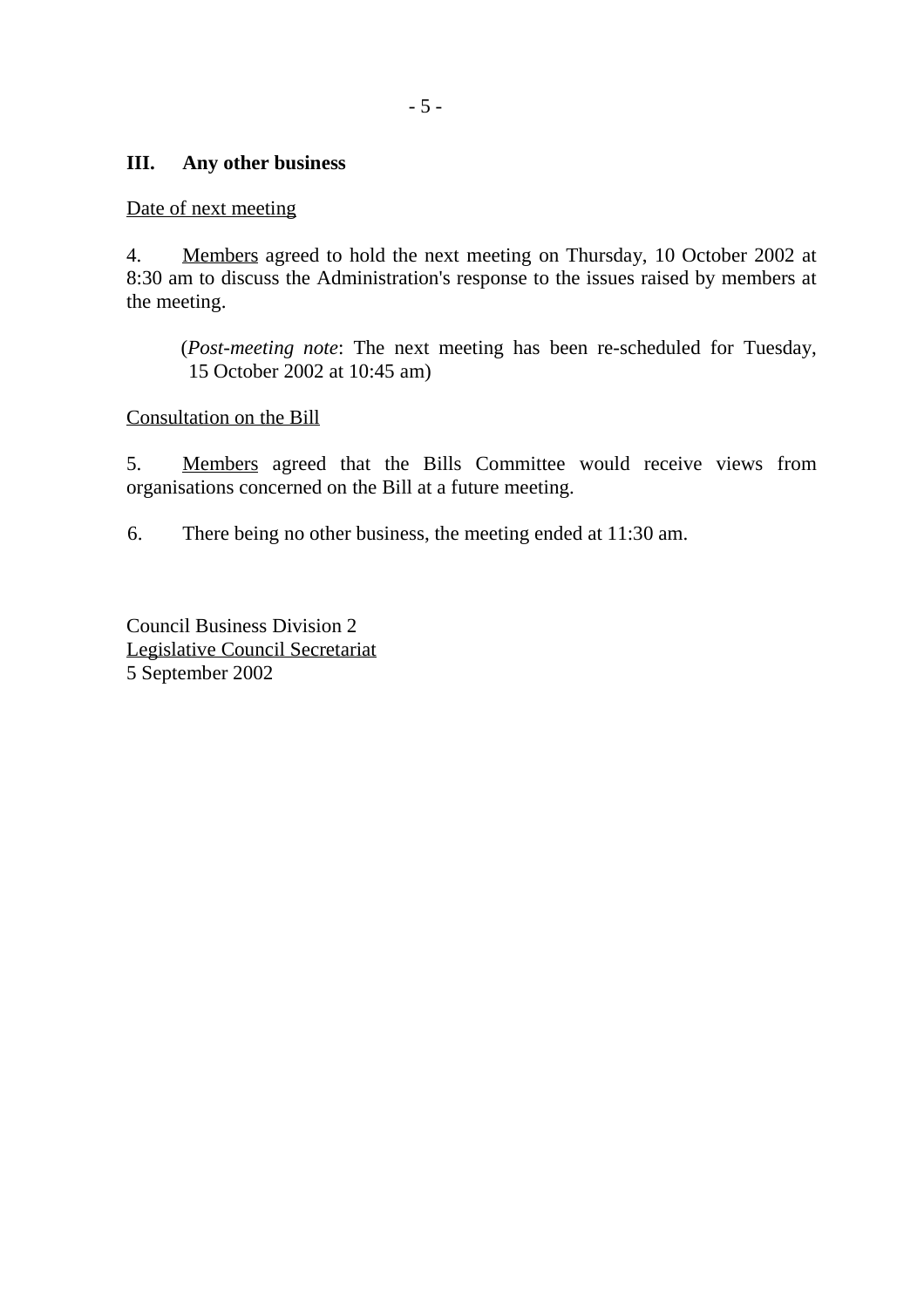## III. Any other business

Date of next meeting

4. Members agreed to hold the next meeting on Thursday, 10 October 2002 at 8:30 am to discuss the Administration's response to the issues raised by members at the meeting.

(*Post-meeting note*: The next meeting has been re-scheduled for Tuesday, 15 October 2002 at 10:45 am)

Consultation on the Bill

5. Members agreed that the Bills Committee would receive views from organisations concerned on the Bill at a future meeting.

6. There being no other business, the meeting ended at 11:30 am.

Council Business Division 2
Legislative Council Secretariat
5 September 2002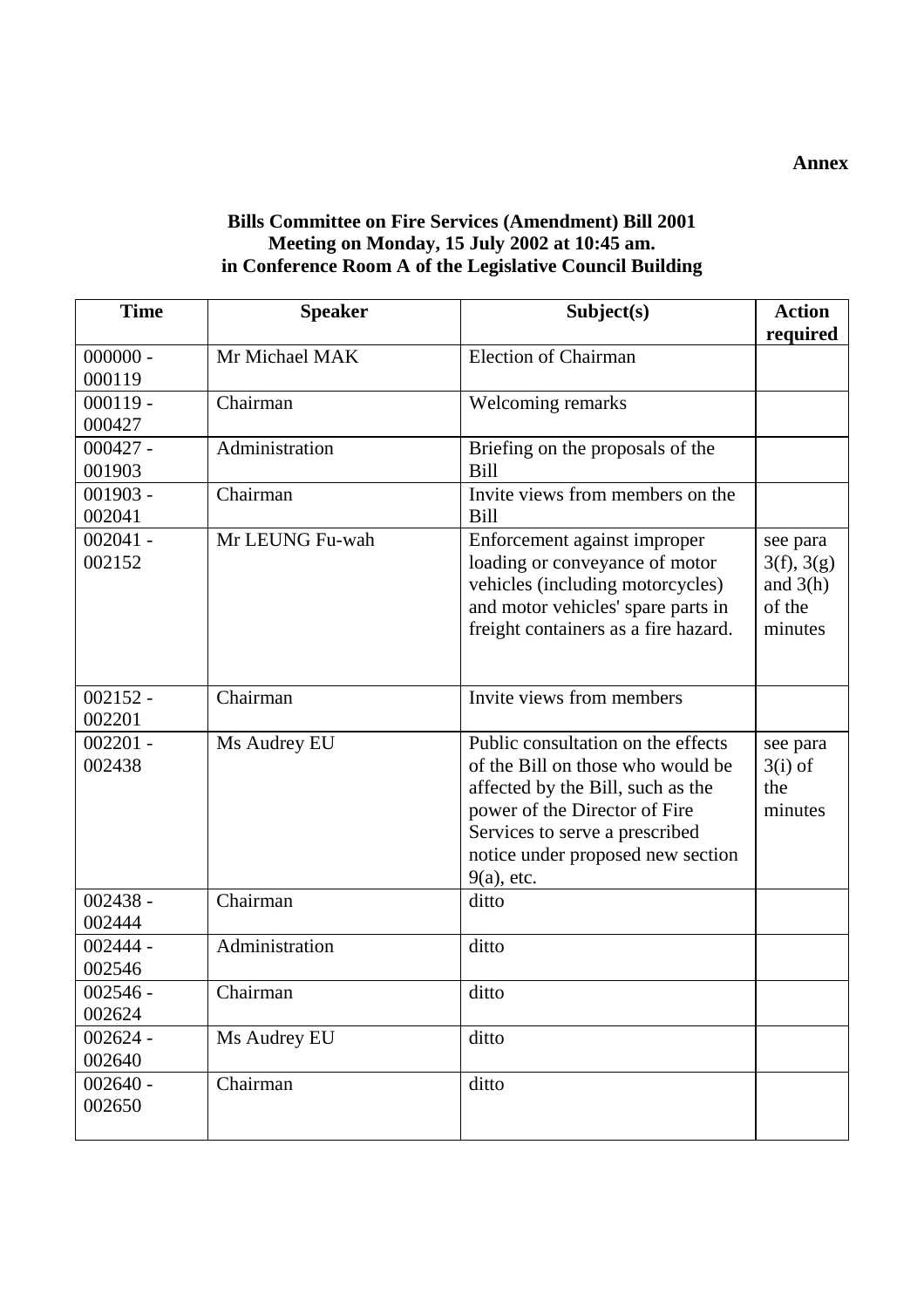**Annex**

**Bills Committee on Fire Services (Amendment) Bill 2001**
**Meeting on Monday, 15 July 2002 at 10:45 am.**
**in Conference Room A of the Legislative Council Building**

| Time | Speaker | Subject(s) | Action required |
|---|---|---|---|
| 000000 - 000119 | Mr Michael MAK | Election of Chairman | |
| 000119 - 000427 | Chairman | Welcoming remarks | |
| 000427 - 001903 | Administration | Briefing on the proposals of the Bill | |
| 001903 - 002041 | Chairman | Invite views from members on the Bill | |
| 002041 - 002152 | Mr LEUNG Fu-wah | Enforcement against improper loading or conveyance of motor vehicles (including motorcycles) and motor vehicles' spare parts in freight containers as a fire hazard. | see para 3(f), 3(g) and 3(h) of the minutes |
| 002152 - 002201 | Chairman | Invite views from members | |
| 002201 - 002438 | Ms Audrey EU | Public consultation on the effects of the Bill on those who would be affected by the Bill, such as the power of the Director of Fire Services to serve a prescribed notice under proposed new section 9(a), etc. | see para 3(i) of the minutes |
| 002438 - 002444 | Chairman | ditto | |
| 002444 - 002546 | Administration | ditto | |
| 002546 - 002624 | Chairman | ditto | |
| 002624 - 002640 | Ms Audrey EU | ditto | |
| 002640 - 002650 | Chairman | ditto | |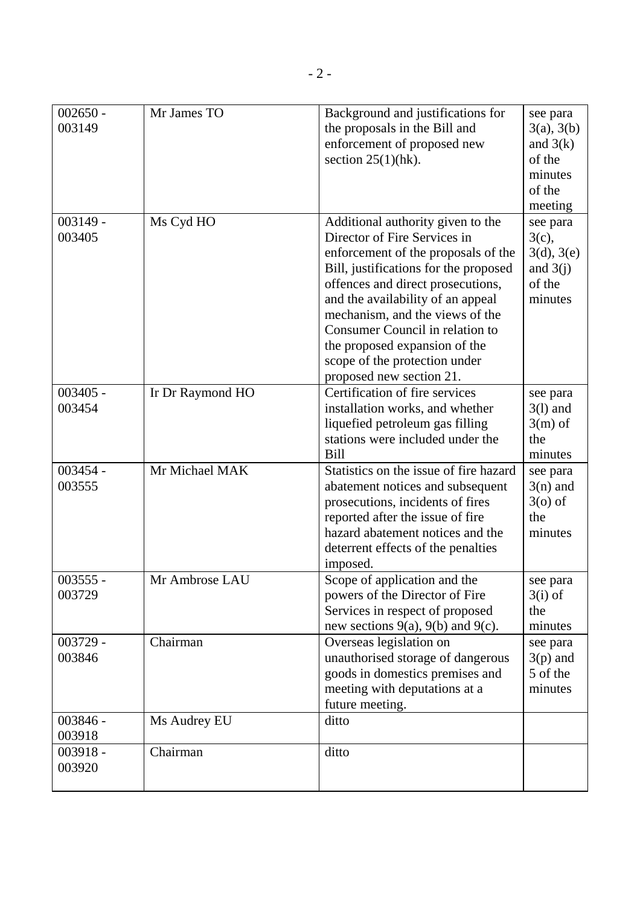| | | | |
|---|---|---|---|
| 002650 - 003149 | Mr James TO | Background and justifications for the proposals in the Bill and enforcement of proposed new section 25(1)(hk). | see para 3(a), 3(b) and 3(k) of the minutes of the meeting |
| 003149 - 003405 | Ms Cyd HO | Additional authority given to the Director of Fire Services in enforcement of the proposals of the Bill, justifications for the proposed offences and direct prosecutions, and the availability of an appeal mechanism, and the views of the Consumer Council in relation to the proposed expansion of the scope of the protection under proposed new section 21. | see para 3(c), 3(d), 3(e) and 3(j) of the minutes |
| 003405 - 003454 | Ir Dr Raymond HO | Certification of fire services installation works, and whether liquefied petroleum gas filling stations were included under the Bill | see para 3(l) and 3(m) of the minutes |
| 003454 - 003555 | Mr Michael MAK | Statistics on the issue of fire hazard abatement notices and subsequent prosecutions, incidents of fires reported after the issue of fire hazard abatement notices and the deterrent effects of the penalties imposed. | see para 3(n) and 3(o) of the minutes |
| 003555 - 003729 | Mr Ambrose LAU | Scope of application and the powers of the Director of Fire Services in respect of proposed new sections 9(a), 9(b) and 9(c). | see para 3(i) of the minutes |
| 003729 - 003846 | Chairman | Overseas legislation on unauthorised storage of dangerous goods in domestics premises and meeting with deputations at a future meeting. | see para 3(p) and 5 of the minutes |
| 003846 - 003918 | Ms Audrey EU | ditto | |
| 003918 - 003920 | Chairman | ditto | |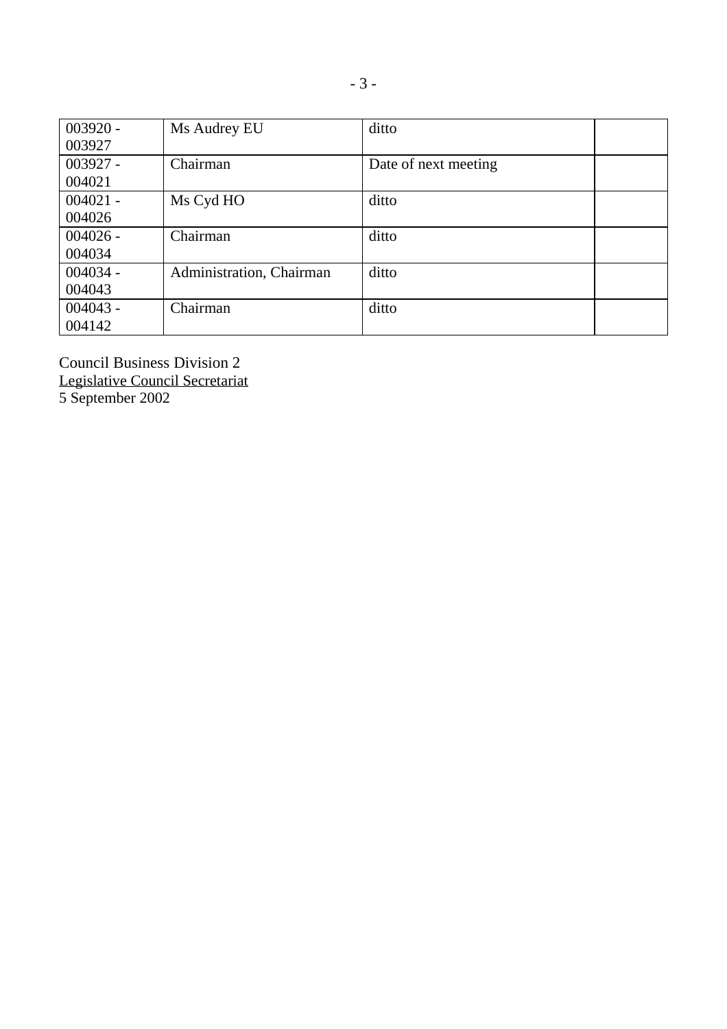| | | | |
|---|---|---|---|
| 003920 - 003927 | Ms Audrey EU | ditto | |
| 003927 - 004021 | Chairman | Date of next meeting | |
| 004021 - 004026 | Ms Cyd HO | ditto | |
| 004026 - 004034 | Chairman | ditto | |
| 004034 - 004043 | Administration, Chairman | ditto | |
| 004043 - 004142 | Chairman | ditto | |

Council Business Division 2
Legislative Council Secretariat
5 September 2002